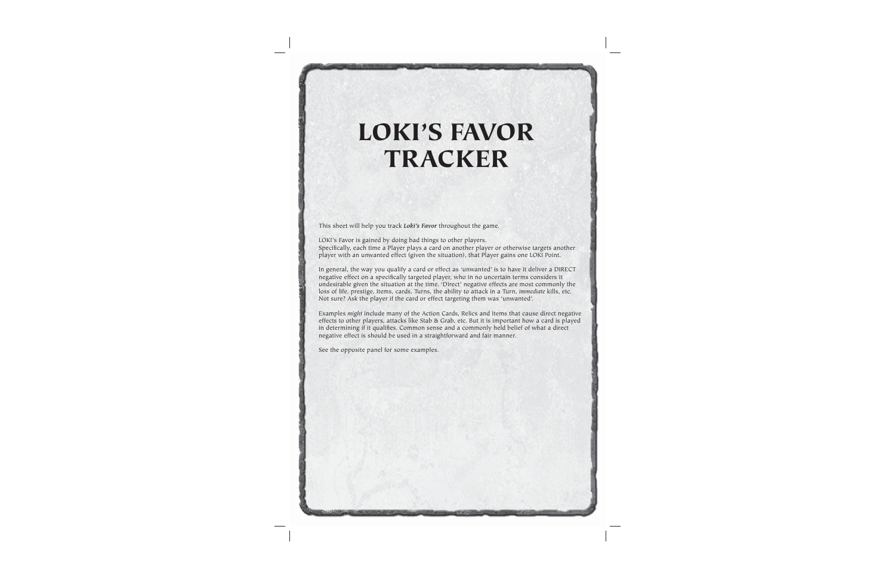# LOKI'S FAVOR TRACKER

This sheet will help you track ***Loki's Favor*** throughout the game.

LOKI's Favor is gained by doing bad things to other players.
Specifically, each time a Player plays a card on another player or otherwise targets another player with an unwanted effect (given the situation), that Player gains one LOKI Point.

In general, the way you qualify a card or effect as 'unwanted' is to have it deliver a DIRECT negative effect on a specifically targeted player, who in no uncertain terms considers it undesirable given the situation at the time. 'Direct' negative effects are most commonly the loss of life, prestige, Items, cards, Turns, the ability to attack in a Turn, *immediate* kills, etc. Not sure? Ask the player if the card or effect targeting them was 'unwanted'.

Examples *might* include many of the Action Cards, Relics and Items that cause direct negative effects to other players, attacks like Stab & Grab, etc. But it is important how a card is played in determining if it qualifies. Common sense and a commonly held belief of what a direct negative effect is should be used in a straightforward and fair manner.

See the opposite panel for some examples.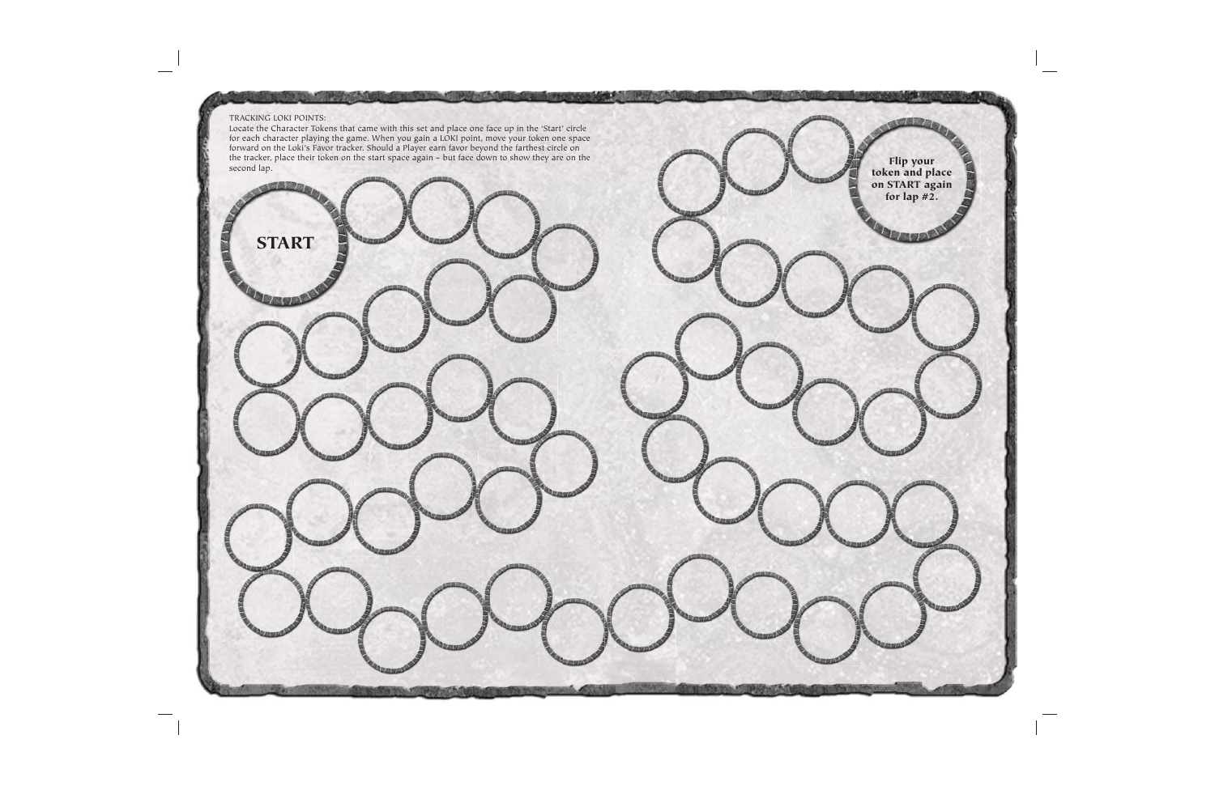TRACKING LOKI POINTS:

Locate the Character Tokens that came with this set and place one face up in the 'Start' circle for each character playing the game. When you gain a LOKI point, move your token one space forward on the Loki's Favor tracker. Should a Player earn favor beyond the farthest circle on the tracker, place their token on the start space again – but face down to show they are on the second lap.

**START**

**Flip your token and place on START again for lap #2.**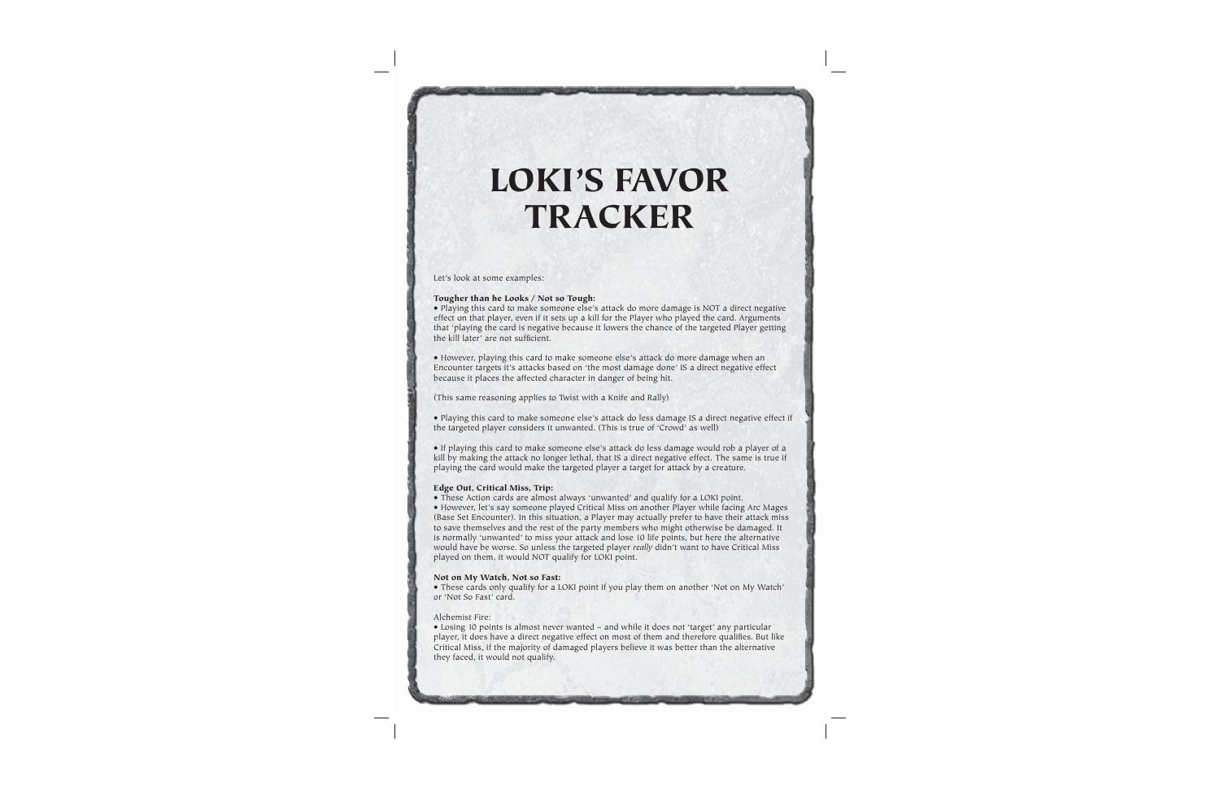# LOKI'S FAVOR TRACKER

Let's look at some examples:

**Tougher than he Looks / Not so Tough:**

• Playing this card to make someone else's attack do more damage is NOT a direct negative effect on that player, even if it sets up a kill for the Player who played the card. Arguments that 'playing the card is negative because it lowers the chance of the targeted Player getting the kill later' are not sufficient.

• However, playing this card to make someone else's attack do more damage when an Encounter targets it's attacks based on 'the most damage done' IS a direct negative effect because it places the affected character in danger of being hit.

(This same reasoning applies to Twist with a Knife and Rally)

• Playing this card to make someone else's attack do less damage IS a direct negative effect if the targeted player considers it unwanted. (This is true of 'Crowd' as well)

• If playing this card to make someone else's attack do less damage would rob a player of a kill by making the attack no longer lethal, that IS a direct negative effect. The same is true if playing the card would make the targeted player a target for attack by a creature.

**Edge Out, Critical Miss, Trip:**

• These Action cards are almost always 'unwanted' and qualify for a LOKI point.

• However, let's say someone played Critical Miss on another Player while facing Arc Mages (Base Set Encounter). In this situation, a Player may actually prefer to have their attack miss to save themselves and the rest of the party members who might otherwise be damaged. It is normally 'unwanted' to miss your attack and lose 10 life points, but here the alternative would have be worse. So unless the targeted player *really* didn't want to have Critical Miss played on them, it would NOT qualify for LOKI point.

**Not on My Watch, Not so Fast:**

• These cards only qualify for a LOKI point if you play them on another 'Not on My Watch' or 'Not So Fast' card.

Alchemist Fire:

• Losing 10 points is almost never wanted – and while it does not 'target' any particular player, it does have a direct negative effect on most of them and therefore qualifies. But like Critical Miss, if the majority of damaged players believe it was better than the alternative they faced, it would not qualify.